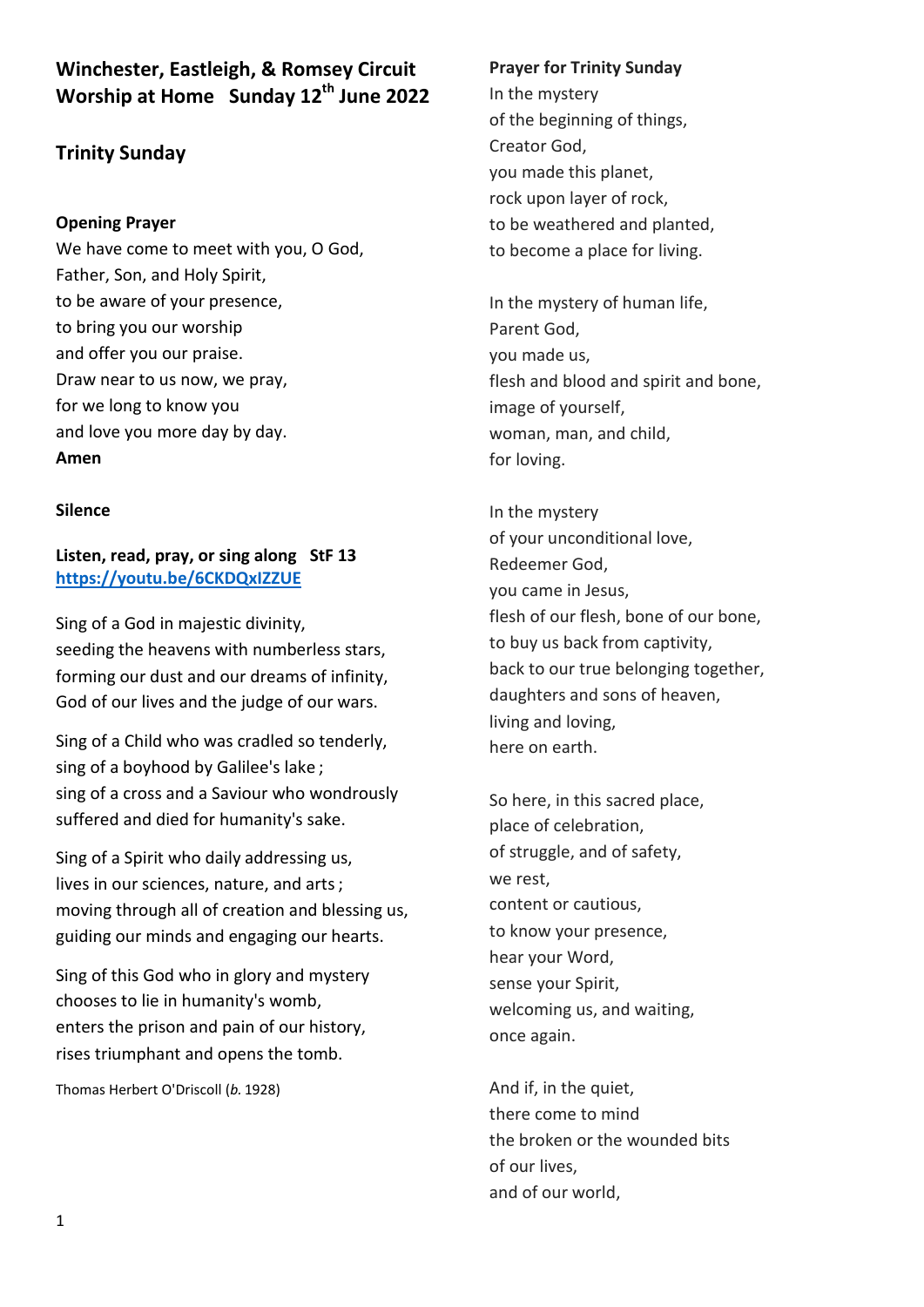# Winchester, Eastleigh, & Romsey Circuit
# Worship at Home   Sunday 12th June 2022

## Trinity Sunday

**Opening Prayer**

We have come to meet with you, O God,
Father, Son, and Holy Spirit,
to be aware of your presence,
to bring you our worship
and offer you our praise.
Draw near to us now, we pray,
for we long to know you
and love you more day by day.
**Amen**

**Silence**

**Listen, read, pray, or sing along   StF 13**
**https://youtu.be/6CKDQxIZZUE**

Sing of a God in majestic divinity,
seeding the heavens with numberless stars,
forming our dust and our dreams of infinity,
God of our lives and the judge of our wars.

Sing of a Child who was cradled so tenderly,
sing of a boyhood by Galilee's lake ;
sing of a cross and a Saviour who wondrously
suffered and died for humanity's sake.

Sing of a Spirit who daily addressing us,
lives in our sciences, nature, and arts ;
moving through all of creation and blessing us,
guiding our minds and engaging our hearts.

Sing of this God who in glory and mystery
chooses to lie in humanity's womb,
enters the prison and pain of our history,
rises triumphant and opens the tomb.

Thomas Herbert O'Driscoll (*b.* 1928)

**Prayer for Trinity Sunday**

In the mystery
of the beginning of things,
Creator God,
you made this planet,
rock upon layer of rock,
to be weathered and planted,
to become a place for living.

In the mystery of human life,
Parent God,
you made us,
flesh and blood and spirit and bone,
image of yourself,
woman, man, and child,
for loving.

In the mystery
of your unconditional love,
Redeemer God,
you came in Jesus,
flesh of our flesh, bone of our bone,
to buy us back from captivity,
back to our true belonging together,
daughters and sons of heaven,
living and loving,
here on earth.

So here, in this sacred place,
place of celebration,
of struggle, and of safety,
we rest,
content or cautious,
to know your presence,
hear your Word,
sense your Spirit,
welcoming us, and waiting,
once again.

And if, in the quiet,
there come to mind
the broken or the wounded bits
of our lives,
and of our world,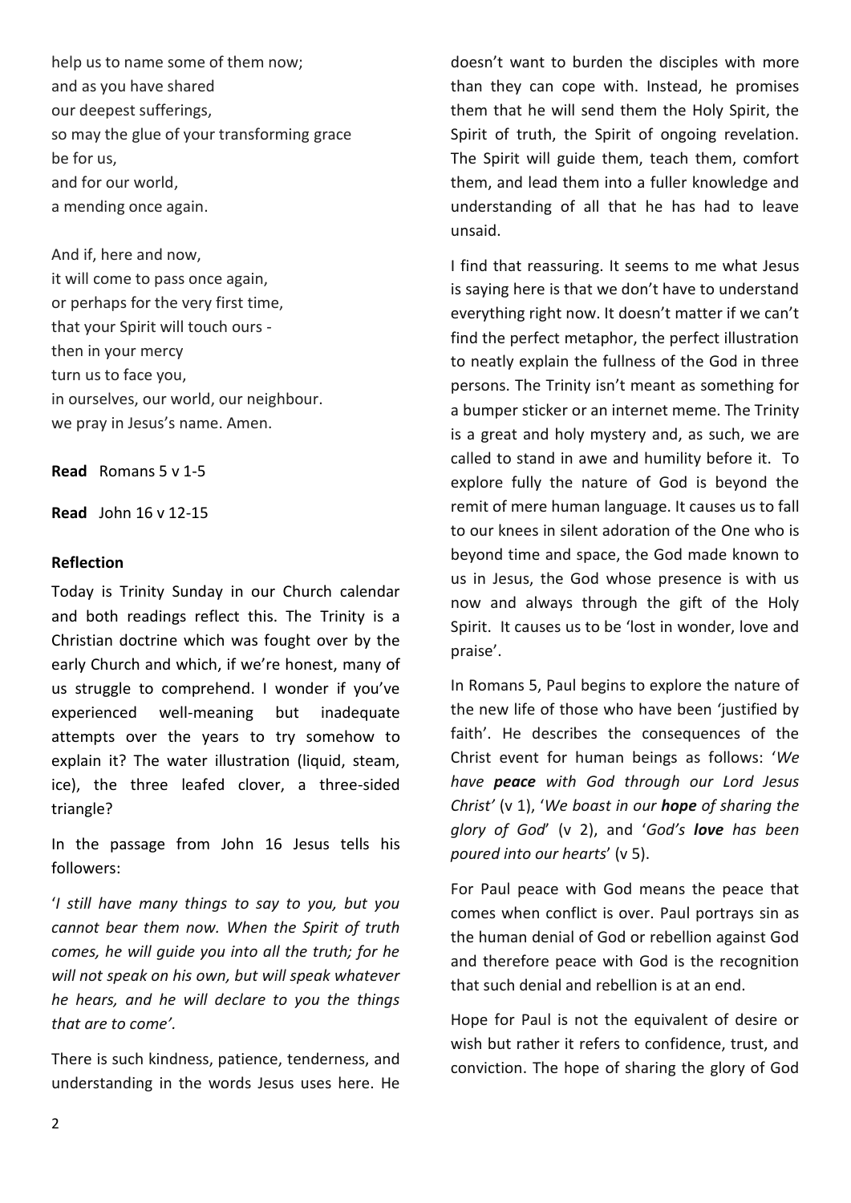help us to name some of them now;
and as you have shared
our deepest sufferings,
so may the glue of your transforming grace
be for us,
and for our world,
a mending once again.

And if, here and now,
it will come to pass once again,
or perhaps for the very first time,
that your Spirit will touch ours -
then in your mercy
turn us to face you,
in ourselves, our world, our neighbour.
we pray in Jesus's name. Amen.

**Read** Romans 5 v 1-5

**Read** John 16 v 12-15

**Reflection**

Today is Trinity Sunday in our Church calendar and both readings reflect this. The Trinity is a Christian doctrine which was fought over by the early Church and which, if we're honest, many of us struggle to comprehend. I wonder if you've experienced well-meaning but inadequate attempts over the years to try somehow to explain it? The water illustration (liquid, steam, ice), the three leafed clover, a three-sided triangle?

In the passage from John 16 Jesus tells his followers:

'*I still have many things to say to you, but you cannot bear them now. When the Spirit of truth comes, he will guide you into all the truth; for he will not speak on his own, but will speak whatever he hears, and he will declare to you the things that are to come'.*

There is such kindness, patience, tenderness, and understanding in the words Jesus uses here. He doesn't want to burden the disciples with more than they can cope with. Instead, he promises them that he will send them the Holy Spirit, the Spirit of truth, the Spirit of ongoing revelation. The Spirit will guide them, teach them, comfort them, and lead them into a fuller knowledge and understanding of all that he has had to leave unsaid.

I find that reassuring. It seems to me what Jesus is saying here is that we don't have to understand everything right now. It doesn't matter if we can't find the perfect metaphor, the perfect illustration to neatly explain the fullness of the God in three persons. The Trinity isn't meant as something for a bumper sticker or an internet meme. The Trinity is a great and holy mystery and, as such, we are called to stand in awe and humility before it. To explore fully the nature of God is beyond the remit of mere human language. It causes us to fall to our knees in silent adoration of the One who is beyond time and space, the God made known to us in Jesus, the God whose presence is with us now and always through the gift of the Holy Spirit. It causes us to be 'lost in wonder, love and praise'.

In Romans 5, Paul begins to explore the nature of the new life of those who have been 'justified by faith'. He describes the consequences of the Christ event for human beings as follows: '*We have **peace** with God through our Lord Jesus Christ'* (v 1), '*We boast in our **hope** of sharing the glory of God*' (v 2), and '*God's **love** has been poured into our hearts*' (v 5).

For Paul peace with God means the peace that comes when conflict is over. Paul portrays sin as the human denial of God or rebellion against God and therefore peace with God is the recognition that such denial and rebellion is at an end.

Hope for Paul is not the equivalent of desire or wish but rather it refers to confidence, trust, and conviction. The hope of sharing the glory of God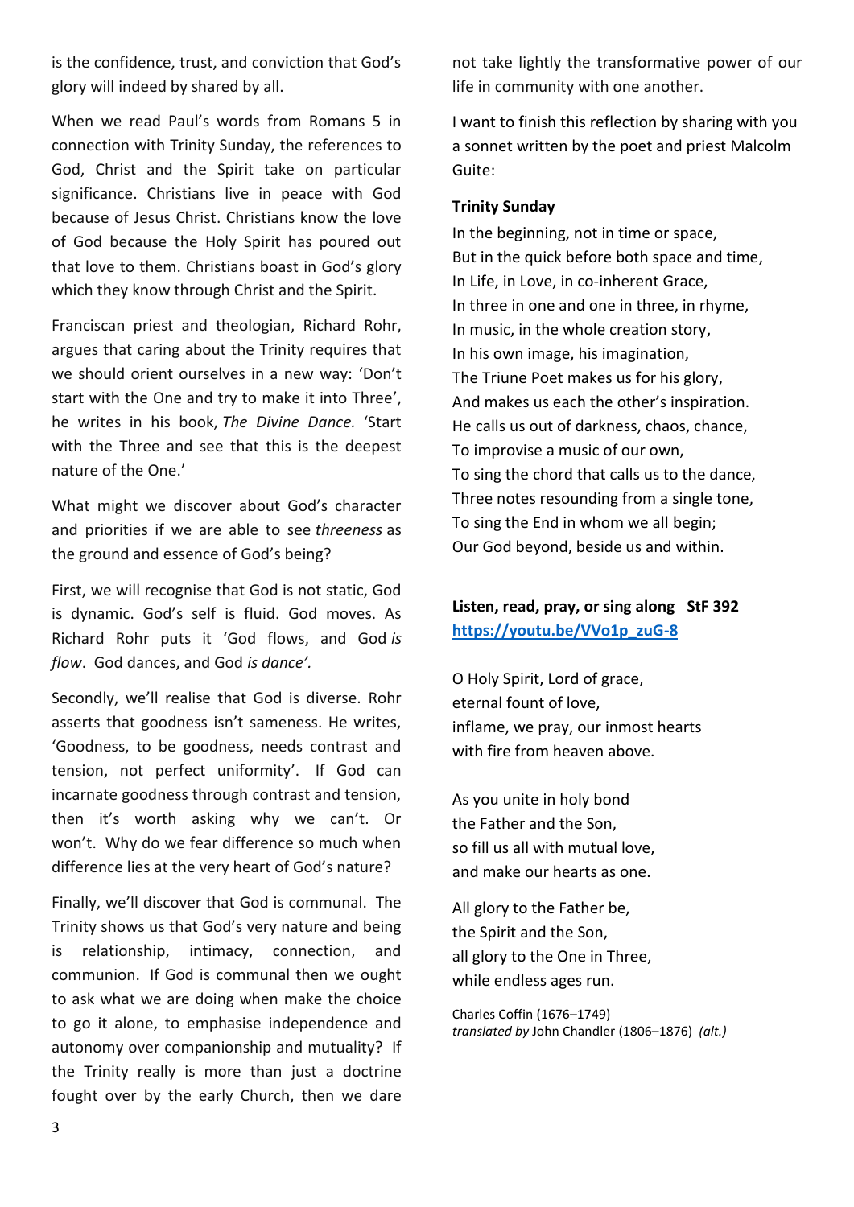is the confidence, trust, and conviction that God's glory will indeed by shared by all.

When we read Paul's words from Romans 5 in connection with Trinity Sunday, the references to God, Christ and the Spirit take on particular significance. Christians live in peace with God because of Jesus Christ. Christians know the love of God because the Holy Spirit has poured out that love to them. Christians boast in God's glory which they know through Christ and the Spirit.

Franciscan priest and theologian, Richard Rohr, argues that caring about the Trinity requires that we should orient ourselves in a new way: 'Don't start with the One and try to make it into Three', he writes in his book, *The Divine Dance.* 'Start with the Three and see that this is the deepest nature of the One.'

What might we discover about God's character and priorities if we are able to see *threeness* as the ground and essence of God's being?

First, we will recognise that God is not static, God is dynamic. God's self is fluid. God moves. As Richard Rohr puts it 'God flows, and God *is flow*. God dances, and God *is dance'.*

Secondly, we'll realise that God is diverse. Rohr asserts that goodness isn't sameness. He writes, 'Goodness, to be goodness, needs contrast and tension, not perfect uniformity'. If God can incarnate goodness through contrast and tension, then it's worth asking why we can't. Or won't. Why do we fear difference so much when difference lies at the very heart of God's nature?

Finally, we'll discover that God is communal. The Trinity shows us that God's very nature and being is relationship, intimacy, connection, and communion. If God is communal then we ought to ask what we are doing when make the choice to go it alone, to emphasise independence and autonomy over companionship and mutuality? If the Trinity really is more than just a doctrine fought over by the early Church, then we dare not take lightly the transformative power of our life in community with one another.

I want to finish this reflection by sharing with you a sonnet written by the poet and priest Malcolm Guite:

**Trinity Sunday**

In the beginning, not in time or space,  
But in the quick before both space and time,  
In Life, in Love, in co-inherent Grace,  
In three in one and one in three, in rhyme,  
In music, in the whole creation story,  
In his own image, his imagination,  
The Triune Poet makes us for his glory,  
And makes us each the other's inspiration.  
He calls us out of darkness, chaos, chance,  
To improvise a music of our own,  
To sing the chord that calls us to the dance,  
Three notes resounding from a single tone,  
To sing the End in whom we all begin;  
Our God beyond, beside us and within.

**Listen, read, pray, or sing along StF 392**  
[https://youtu.be/VVo1p_zuG-8](https://youtu.be/VVo1p_zuG-8)

O Holy Spirit, Lord of grace,  
eternal fount of love,  
inflame, we pray, our inmost hearts  
with fire from heaven above.

As you unite in holy bond  
the Father and the Son,  
so fill us all with mutual love,  
and make our hearts as one.

All glory to the Father be,  
the Spirit and the Son,  
all glory to the One in Three,  
while endless ages run.

Charles Coffin (1676–1749)  
*translated by* John Chandler (1806–1876) *(alt.)*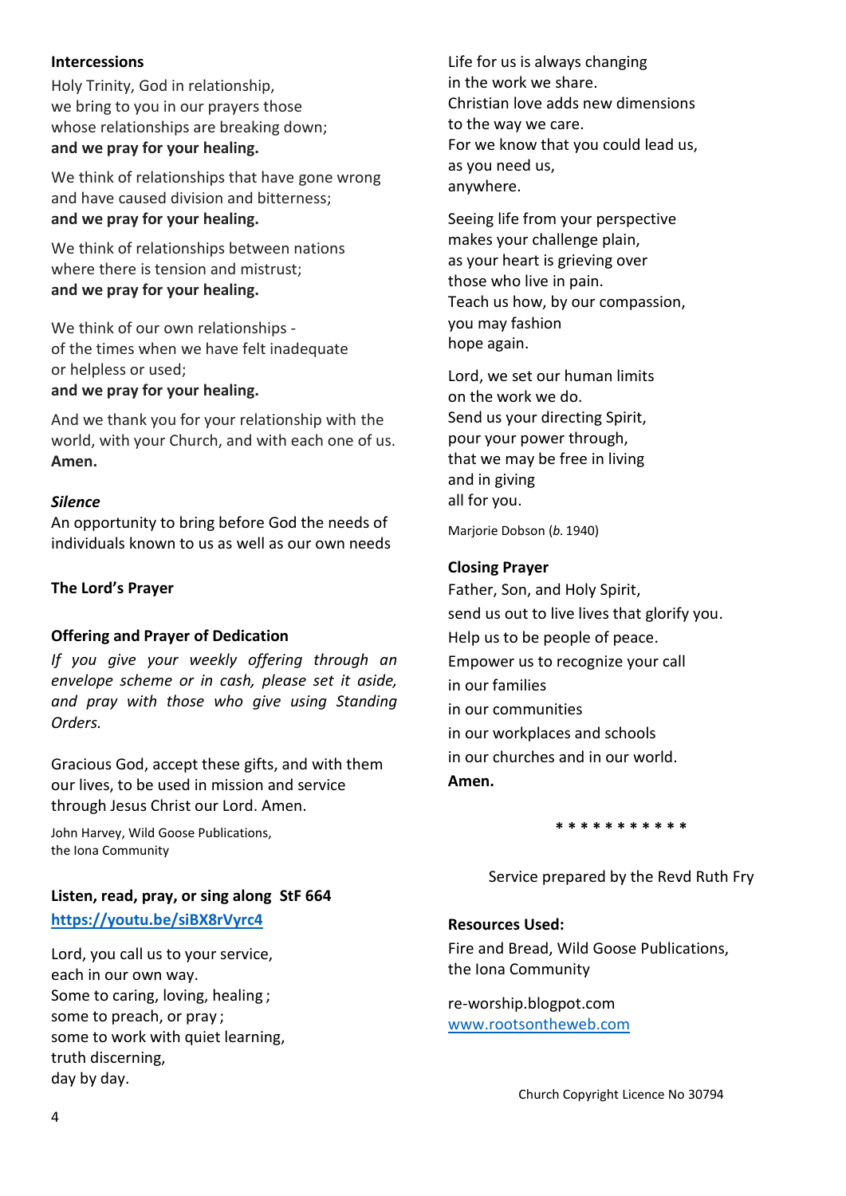**Intercessions**

Holy Trinity, God in relationship,
we bring to you in our prayers those
whose relationships are breaking down;
**and we pray for your healing.**

We think of relationships that have gone wrong
and have caused division and bitterness;
**and we pray for your healing.**

We think of relationships between nations
where there is tension and mistrust;
**and we pray for your healing.**

We think of our own relationships -
of the times when we have felt inadequate
or helpless or used;
**and we pray for your healing.**

And we thank you for your relationship with the world, with your Church, and with each one of us.
**Amen.**

***Silence***

An opportunity to bring before God the needs of individuals known to us as well as our own needs

**The Lord's Prayer**

**Offering and Prayer of Dedication**

*If you give your weekly offering through an envelope scheme or in cash, please set it aside, and pray with those who give using Standing Orders.*

Gracious God, accept these gifts, and with them our lives, to be used in mission and service through Jesus Christ our Lord. Amen.

John Harvey, Wild Goose Publications,
the Iona Community

**Listen, read, pray, or sing along StF 664**
https://youtu.be/siBX8rVyrc4

Lord, you call us to your service,
each in our own way.
Some to caring, loving, healing ;
some to preach, or pray ;
some to work with quiet learning,
truth discerning,
day by day.

Life for us is always changing
in the work we share.
Christian love adds new dimensions
to the way we care.
For we know that you could lead us,
as you need us,
anywhere.

Seeing life from your perspective
makes your challenge plain,
as your heart is grieving over
those who live in pain.
Teach us how, by our compassion,
you may fashion
hope again.

Lord, we set our human limits
on the work we do.
Send us your directing Spirit,
pour your power through,
that we may be free in living
and in giving
all for you.

Marjorie Dobson (*b.* 1940)

**Closing Prayer**

Father, Son, and Holy Spirit,
send us out to live lives that glorify you.
Help us to be people of peace.
Empower us to recognize your call
in our families
in our communities
in our workplaces and schools
in our churches and in our world.
**Amen.**

\* \* \* \* \* \* \* \* \* \* \*

Service prepared by the Revd Ruth Fry

**Resources Used:**

Fire and Bread, Wild Goose Publications,
the Iona Community

re-worship.blogpot.com
www.rootsontheweb.com

Church Copyright Licence No 30794